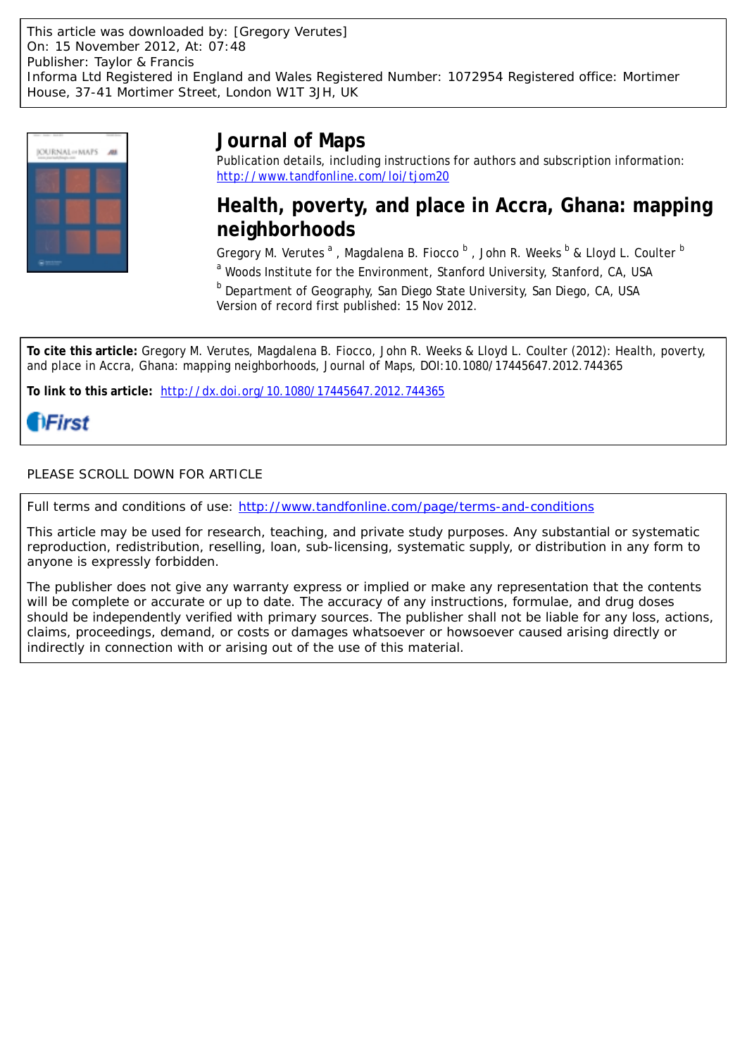This article was downloaded by: [Gregory Verutes]
On: 15 November 2012, At: 07:48
Publisher: Taylor & Francis
Informa Ltd Registered in England and Wales Registered Number: 1072954 Registered office: Mortimer House, 37-41 Mortimer Street, London W1T 3JH, UK

# Journal of Maps

Publication details, including instructions for authors and subscription information:
http://www.tandfonline.com/loi/tjom20

## Health, poverty, and place in Accra, Ghana: mapping neighborhoods

Gregory M. Verutes [a] , Magdalena B. Fiocco [b] , John R. Weeks [b] & Lloyd L. Coulter [b]

[a] Woods Institute for the Environment, Stanford University, Stanford, CA, USA

[b] Department of Geography, San Diego State University, San Diego, CA, USA

Version of record first published: 15 Nov 2012.

**To cite this article:** Gregory M. Verutes, Magdalena B. Fiocco, John R. Weeks & Lloyd L. Coulter (2012): Health, poverty, and place in Accra, Ghana: mapping neighborhoods, Journal of Maps, DOI:10.1080/17445647.2012.744365

**To link to this article:** http://dx.doi.org/10.1080/17445647.2012.744365

iFirst

PLEASE SCROLL DOWN FOR ARTICLE

Full terms and conditions of use: http://www.tandfonline.com/page/terms-and-conditions

This article may be used for research, teaching, and private study purposes. Any substantial or systematic reproduction, redistribution, reselling, loan, sub-licensing, systematic supply, or distribution in any form to anyone is expressly forbidden.

The publisher does not give any warranty express or implied or make any representation that the contents will be complete or accurate or up to date. The accuracy of any instructions, formulae, and drug doses should be independently verified with primary sources. The publisher shall not be liable for any loss, actions, claims, proceedings, demand, or costs or damages whatsoever or howsoever caused arising directly or indirectly in connection with or arising out of the use of this material.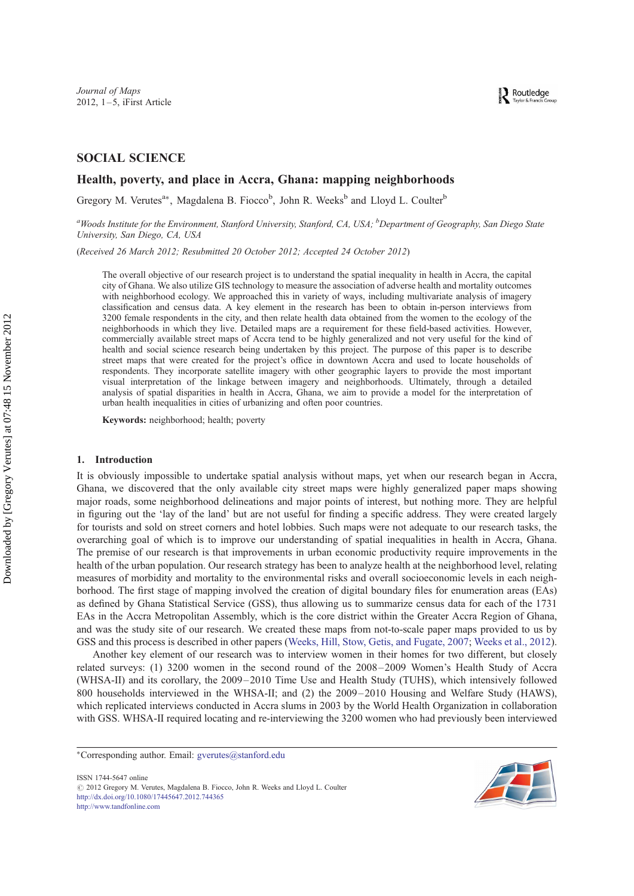# SOCIAL SCIENCE

## Health, poverty, and place in Accra, Ghana: mapping neighborhoods

Gregory M. Verutes[a*], Magdalena B. Fiocco[b], John R. Weeks[b] and Lloyd L. Coulter[b]

[a]*Woods Institute for the Environment, Stanford University, Stanford, CA, USA;* [b]*Department of Geography, San Diego State University, San Diego, CA, USA*

(*Received 26 March 2012; Resubmitted 20 October 2012; Accepted 24 October 2012*)

The overall objective of our research project is to understand the spatial inequality in health in Accra, the capital city of Ghana. We also utilize GIS technology to measure the association of adverse health and mortality outcomes with neighborhood ecology. We approached this in variety of ways, including multivariate analysis of imagery classification and census data. A key element in the research has been to obtain in-person interviews from 3200 female respondents in the city, and then relate health data obtained from the women to the ecology of the neighborhoods in which they live. Detailed maps are a requirement for these field-based activities. However, commercially available street maps of Accra tend to be highly generalized and not very useful for the kind of health and social science research being undertaken by this project. The purpose of this paper is to describe street maps that were created for the project's office in downtown Accra and used to locate households of respondents. They incorporate satellite imagery with other geographic layers to provide the most important visual interpretation of the linkage between imagery and neighborhoods. Ultimately, through a detailed analysis of spatial disparities in health in Accra, Ghana, we aim to provide a model for the interpretation of urban health inequalities in cities of urbanizing and often poor countries.

**Keywords:** neighborhood; health; poverty

### 1. Introduction

It is obviously impossible to undertake spatial analysis without maps, yet when our research began in Accra, Ghana, we discovered that the only available city street maps were highly generalized paper maps showing major roads, some neighborhood delineations and major points of interest, but nothing more. They are helpful in figuring out the 'lay of the land' but are not useful for finding a specific address. They were created largely for tourists and sold on street corners and hotel lobbies. Such maps were not adequate to our research tasks, the overarching goal of which is to improve our understanding of spatial inequalities in health in Accra, Ghana. The premise of our research is that improvements in urban economic productivity require improvements in the health of the urban population. Our research strategy has been to analyze health at the neighborhood level, relating measures of morbidity and mortality to the environmental risks and overall socioeconomic levels in each neighborhood. The first stage of mapping involved the creation of digital boundary files for enumeration areas (EAs) as defined by Ghana Statistical Service (GSS), thus allowing us to summarize census data for each of the 1731 EAs in the Accra Metropolitan Assembly, which is the core district within the Greater Accra Region of Ghana, and was the study site of our research. We created these maps from not-to-scale paper maps provided to us by GSS and this process is described in other papers (Weeks, Hill, Stow, Getis, and Fugate, 2007; Weeks et al., 2012).

Another key element of our research was to interview women in their homes for two different, but closely related surveys: (1) 3200 women in the second round of the 2008–2009 Women's Health Study of Accra (WHSA-II) and its corollary, the 2009–2010 Time Use and Health Study (TUHS), which intensively followed 800 households interviewed in the WHSA-II; and (2) the 2009–2010 Housing and Welfare Study (HAWS), which replicated interviews conducted in Accra slums in 2003 by the World Health Organization in collaboration with GSS. WHSA-II required locating and re-interviewing the 3200 women who had previously been interviewed

---

*Corresponding author. Email: gverutes@stanford.edu

ISSN 1744-5647 online
© 2012 Gregory M. Verutes, Magdalena B. Fiocco, John R. Weeks and Lloyd L. Coulter
http://dx.doi.org/10.1080/17445647.2012.744365
http://www.tandfonline.com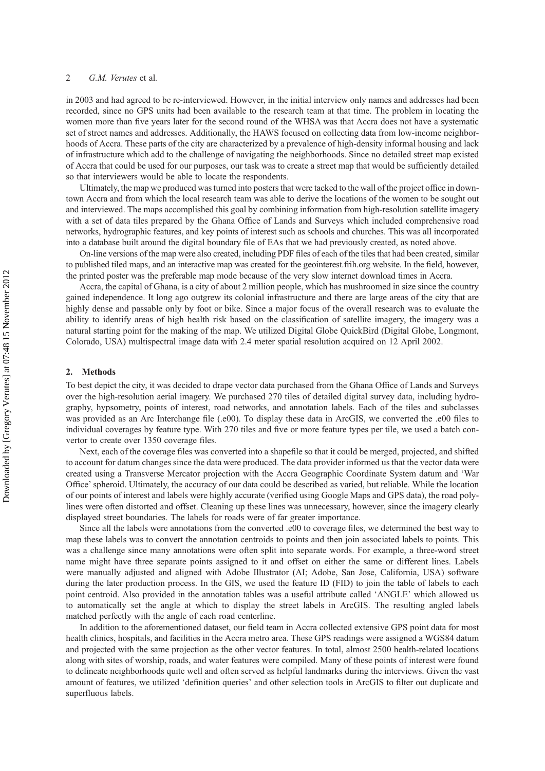in 2003 and had agreed to be re-interviewed. However, in the initial interview only names and addresses had been recorded, since no GPS units had been available to the research team at that time. The problem in locating the women more than five years later for the second round of the WHSA was that Accra does not have a systematic set of street names and addresses. Additionally, the HAWS focused on collecting data from low-income neighborhoods of Accra. These parts of the city are characterized by a prevalence of high-density informal housing and lack of infrastructure which add to the challenge of navigating the neighborhoods. Since no detailed street map existed of Accra that could be used for our purposes, our task was to create a street map that would be sufficiently detailed so that interviewers would be able to locate the respondents.

Ultimately, the map we produced was turned into posters that were tacked to the wall of the project office in downtown Accra and from which the local research team was able to derive the locations of the women to be sought out and interviewed. The maps accomplished this goal by combining information from high-resolution satellite imagery with a set of data tiles prepared by the Ghana Office of Lands and Surveys which included comprehensive road networks, hydrographic features, and key points of interest such as schools and churches. This was all incorporated into a database built around the digital boundary file of EAs that we had previously created, as noted above.

On-line versions of the map were also created, including PDF files of each of the tiles that had been created, similar to published tiled maps, and an interactive map was created for the geointerest.frih.org website. In the field, however, the printed poster was the preferable map mode because of the very slow internet download times in Accra.

Accra, the capital of Ghana, is a city of about 2 million people, which has mushroomed in size since the country gained independence. It long ago outgrew its colonial infrastructure and there are large areas of the city that are highly dense and passable only by foot or bike. Since a major focus of the overall research was to evaluate the ability to identify areas of high health risk based on the classification of satellite imagery, the imagery was a natural starting point for the making of the map. We utilized Digital Globe QuickBird (Digital Globe, Longmont, Colorado, USA) multispectral image data with 2.4 meter spatial resolution acquired on 12 April 2002.

## 2. Methods

To best depict the city, it was decided to drape vector data purchased from the Ghana Office of Lands and Surveys over the high-resolution aerial imagery. We purchased 270 tiles of detailed digital survey data, including hydrography, hypsometry, points of interest, road networks, and annotation labels. Each of the tiles and subclasses was provided as an Arc Interchange file (.e00). To display these data in ArcGIS, we converted the .e00 files to individual coverages by feature type. With 270 tiles and five or more feature types per tile, we used a batch convertor to create over 1350 coverage files.

Next, each of the coverage files was converted into a shapefile so that it could be merged, projected, and shifted to account for datum changes since the data were produced. The data provider informed us that the vector data were created using a Transverse Mercator projection with the Accra Geographic Coordinate System datum and 'War Office' spheroid. Ultimately, the accuracy of our data could be described as varied, but reliable. While the location of our points of interest and labels were highly accurate (verified using Google Maps and GPS data), the road polylines were often distorted and offset. Cleaning up these lines was unnecessary, however, since the imagery clearly displayed street boundaries. The labels for roads were of far greater importance.

Since all the labels were annotations from the converted .e00 to coverage files, we determined the best way to map these labels was to convert the annotation centroids to points and then join associated labels to points. This was a challenge since many annotations were often split into separate words. For example, a three-word street name might have three separate points assigned to it and offset on either the same or different lines. Labels were manually adjusted and aligned with Adobe Illustrator (AI; Adobe, San Jose, California, USA) software during the later production process. In the GIS, we used the feature ID (FID) to join the table of labels to each point centroid. Also provided in the annotation tables was a useful attribute called 'ANGLE' which allowed us to automatically set the angle at which to display the street labels in ArcGIS. The resulting angled labels matched perfectly with the angle of each road centerline.

In addition to the aforementioned dataset, our field team in Accra collected extensive GPS point data for most health clinics, hospitals, and facilities in the Accra metro area. These GPS readings were assigned a WGS84 datum and projected with the same projection as the other vector features. In total, almost 2500 health-related locations along with sites of worship, roads, and water features were compiled. Many of these points of interest were found to delineate neighborhoods quite well and often served as helpful landmarks during the interviews. Given the vast amount of features, we utilized 'definition queries' and other selection tools in ArcGIS to filter out duplicate and superfluous labels.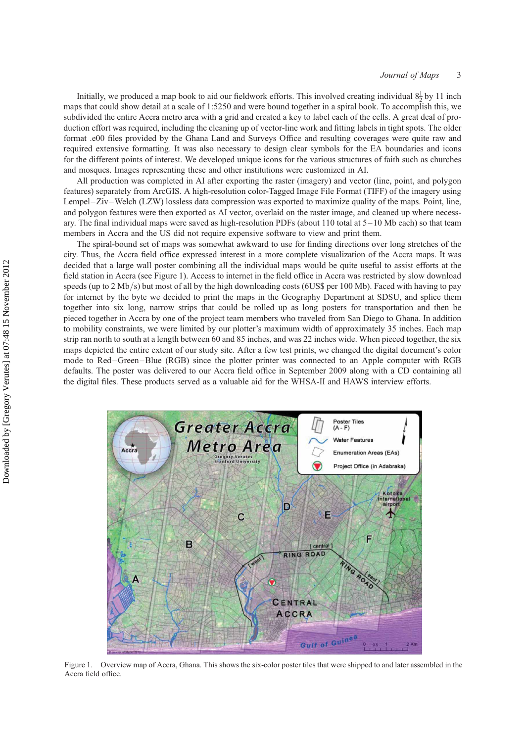Initially, we produced a map book to aid our fieldwork efforts. This involved creating individual $8\frac{1}{2}$ by 11 inch maps that could show detail at a scale of 1:5250 and were bound together in a spiral book. To accomplish this, we subdivided the entire Accra metro area with a grid and created a key to label each of the cells. A great deal of production effort was required, including the cleaning up of vector-line work and fitting labels in tight spots. The older format .e00 files provided by the Ghana Land and Surveys Office and resulting coverages were quite raw and required extensive formatting. It was also necessary to design clear symbols for the EA boundaries and icons for the different points of interest. We developed unique icons for the various structures of faith such as churches and mosques. Images representing these and other institutions were customized in AI.

All production was completed in AI after exporting the raster (imagery) and vector (line, point, and polygon features) separately from ArcGIS. A high-resolution color-Tagged Image File Format (TIFF) of the imagery using Lempel–Ziv–Welch (LZW) lossless data compression was exported to maximize quality of the maps. Point, line, and polygon features were then exported as AI vector, overlaid on the raster image, and cleaned up where necessary. The final individual maps were saved as high-resolution PDFs (about 110 total at 5–10 Mb each) so that team members in Accra and the US did not require expensive software to view and print them.

The spiral-bound set of maps was somewhat awkward to use for finding directions over long stretches of the city. Thus, the Accra field office expressed interest in a more complete visualization of the Accra maps. It was decided that a large wall poster combining all the individual maps would be quite useful to assist efforts at the field station in Accra (see Figure 1). Access to internet in the field office in Accra was restricted by slow download speeds (up to 2 Mb/s) but most of all by the high downloading costs (6US$ per 100 Mb). Faced with having to pay for internet by the byte we decided to print the maps in the Geography Department at SDSU, and splice them together into six long, narrow strips that could be rolled up as long posters for transportation and then be pieced together in Accra by one of the project team members who traveled from San Diego to Ghana. In addition to mobility constraints, we were limited by our plotter's maximum width of approximately 35 inches. Each map strip ran north to south at a length between 60 and 85 inches, and was 22 inches wide. When pieced together, the six maps depicted the entire extent of our study site. After a few test prints, we changed the digital document's color mode to Red–Green–Blue (RGB) since the plotter printer was connected to an Apple computer with RGB defaults. The poster was delivered to our Accra field office in September 2009 along with a CD containing all the digital files. These products served as a valuable aid for the WHSA-II and HAWS interview efforts.

Greater Accra Metro Area

Gregory Verutes
Stanford University

Accra

Poster Tiles (A - F)
Water Features
Enumeration Areas (EAs)
Project Office (in Adabraka)

Kotoka international airport

A
B
C
D
E
F

[ west ]
[ central ]
RING ROAD
RING ROAD
[ east ]

CENTRAL ACCRA

Gulf of Guinea

0 0.5 1 2 Km

Figure 1. Overview map of Accra, Ghana. This shows the six-color poster tiles that were shipped to and later assembled in the Accra field office.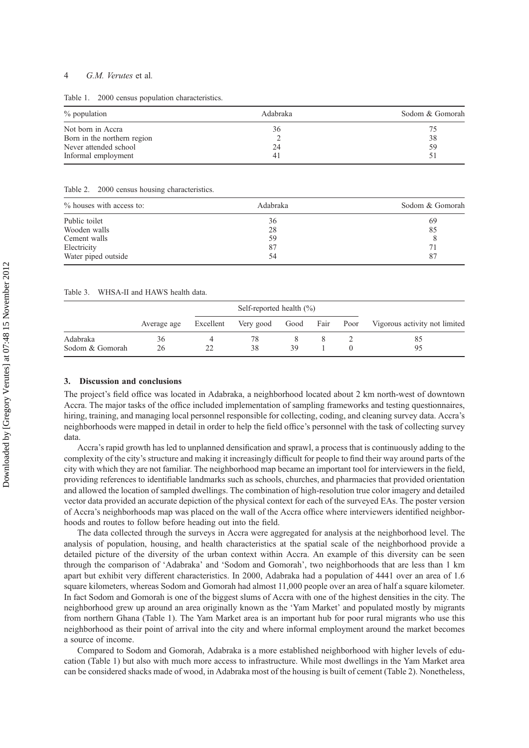Table 1. 2000 census population characteristics.

| % population | Adabraka | Sodom & Gomorah |
|---|---|---|
| Not born in Accra | 36 | 75 |
| Born in the northern region | 2 | 38 |
| Never attended school | 24 | 59 |
| Informal employment | 41 | 51 |

Table 2. 2000 census housing characteristics.

| % houses with access to: | Adabraka | Sodom & Gomorah |
|---|---|---|
| Public toilet | 36 | 69 |
| Wooden walls | 28 | 85 |
| Cement walls | 59 | 8 |
| Electricity | 87 | 71 |
| Water piped outside | 54 | 87 |

Table 3. WHSA-II and HAWS health data.

| | | Self-reported health (%) | | | | | |
|---|---|---|---|---|---|---|---|
| | Average age | Excellent | Very good | Good | Fair | Poor | Vigorous activity not limited |
| Adabraka | 36 | 4 | 78 | 8 | 8 | 2 | 85 |
| Sodom & Gomorah | 26 | 22 | 38 | 39 | 1 | 0 | 95 |

## 3. Discussion and conclusions

The project's field office was located in Adabraka, a neighborhood located about 2 km north-west of downtown Accra. The major tasks of the office included implementation of sampling frameworks and testing questionnaires, hiring, training, and managing local personnel responsible for collecting, coding, and cleaning survey data. Accra's neighborhoods were mapped in detail in order to help the field office's personnel with the task of collecting survey data.

Accra's rapid growth has led to unplanned densification and sprawl, a process that is continuously adding to the complexity of the city's structure and making it increasingly difficult for people to find their way around parts of the city with which they are not familiar. The neighborhood map became an important tool for interviewers in the field, providing references to identifiable landmarks such as schools, churches, and pharmacies that provided orientation and allowed the location of sampled dwellings. The combination of high-resolution true color imagery and detailed vector data provided an accurate depiction of the physical context for each of the surveyed EAs. The poster version of Accra's neighborhoods map was placed on the wall of the Accra office where interviewers identified neighborhoods and routes to follow before heading out into the field.

The data collected through the surveys in Accra were aggregated for analysis at the neighborhood level. The analysis of population, housing, and health characteristics at the spatial scale of the neighborhood provide a detailed picture of the diversity of the urban context within Accra. An example of this diversity can be seen through the comparison of 'Adabraka' and 'Sodom and Gomorah', two neighborhoods that are less than 1 km apart but exhibit very different characteristics. In 2000, Adabraka had a population of 4441 over an area of 1.6 square kilometers, whereas Sodom and Gomorah had almost 11,000 people over an area of half a square kilometer. In fact Sodom and Gomorah is one of the biggest slums of Accra with one of the highest densities in the city. The neighborhood grew up around an area originally known as the 'Yam Market' and populated mostly by migrants from northern Ghana (Table 1). The Yam Market area is an important hub for poor rural migrants who use this neighborhood as their point of arrival into the city and where informal employment around the market becomes a source of income.

Compared to Sodom and Gomorah, Adabraka is a more established neighborhood with higher levels of education (Table 1) but also with much more access to infrastructure. While most dwellings in the Yam Market area can be considered shacks made of wood, in Adabraka most of the housing is built of cement (Table 2). Nonetheless,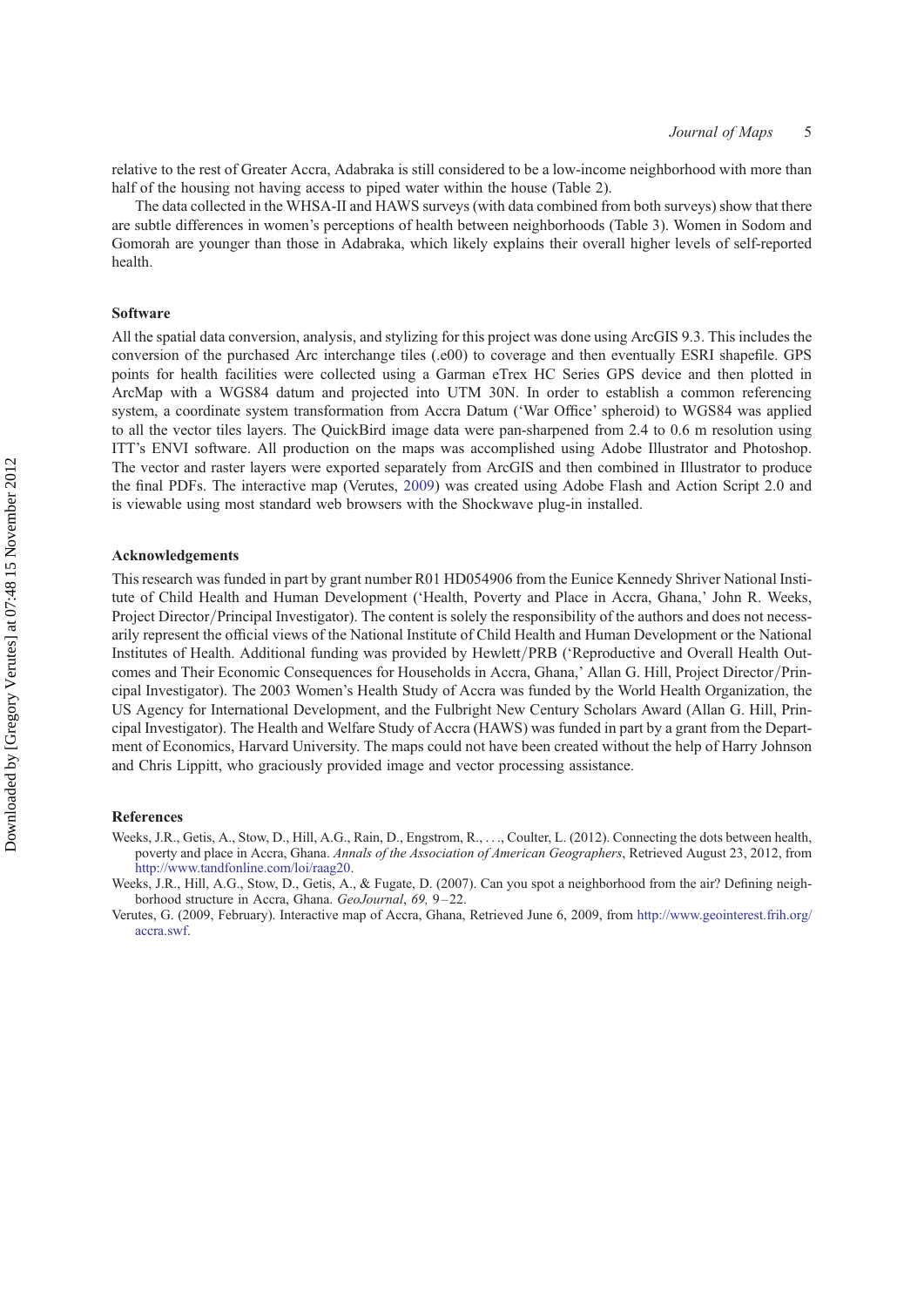relative to the rest of Greater Accra, Adabraka is still considered to be a low-income neighborhood with more than half of the housing not having access to piped water within the house (Table 2).

The data collected in the WHSA-II and HAWS surveys (with data combined from both surveys) show that there are subtle differences in women's perceptions of health between neighborhoods (Table 3). Women in Sodom and Gomorah are younger than those in Adabraka, which likely explains their overall higher levels of self-reported health.

## Software

All the spatial data conversion, analysis, and stylizing for this project was done using ArcGIS 9.3. This includes the conversion of the purchased Arc interchange tiles (.e00) to coverage and then eventually ESRI shapefile. GPS points for health facilities were collected using a Garman eTrex HC Series GPS device and then plotted in ArcMap with a WGS84 datum and projected into UTM 30N. In order to establish a common referencing system, a coordinate system transformation from Accra Datum ('War Office' spheroid) to WGS84 was applied to all the vector tiles layers. The QuickBird image data were pan-sharpened from 2.4 to 0.6 m resolution using ITT's ENVI software. All production on the maps was accomplished using Adobe Illustrator and Photoshop. The vector and raster layers were exported separately from ArcGIS and then combined in Illustrator to produce the final PDFs. The interactive map (Verutes, 2009) was created using Adobe Flash and Action Script 2.0 and is viewable using most standard web browsers with the Shockwave plug-in installed.

## Acknowledgements

This research was funded in part by grant number R01 HD054906 from the Eunice Kennedy Shriver National Institute of Child Health and Human Development ('Health, Poverty and Place in Accra, Ghana,' John R. Weeks, Project Director/Principal Investigator). The content is solely the responsibility of the authors and does not necessarily represent the official views of the National Institute of Child Health and Human Development or the National Institutes of Health. Additional funding was provided by Hewlett/PRB ('Reproductive and Overall Health Outcomes and Their Economic Consequences for Households in Accra, Ghana,' Allan G. Hill, Project Director/Principal Investigator). The 2003 Women's Health Study of Accra was funded by the World Health Organization, the US Agency for International Development, and the Fulbright New Century Scholars Award (Allan G. Hill, Principal Investigator). The Health and Welfare Study of Accra (HAWS) was funded in part by a grant from the Department of Economics, Harvard University. The maps could not have been created without the help of Harry Johnson and Chris Lippitt, who graciously provided image and vector processing assistance.

## References

Weeks, J.R., Getis, A., Stow, D., Hill, A.G., Rain, D., Engstrom, R., . . ., Coulter, L. (2012). Connecting the dots between health, poverty and place in Accra, Ghana. *Annals of the Association of American Geographers*, Retrieved August 23, 2012, from http://www.tandfonline.com/loi/raag20.

Weeks, J.R., Hill, A.G., Stow, D., Getis, A., & Fugate, D. (2007). Can you spot a neighborhood from the air? Defining neighborhood structure in Accra, Ghana. *GeoJournal*, *69*, 9–22.

Verutes, G. (2009, February). Interactive map of Accra, Ghana, Retrieved June 6, 2009, from http://www.geointerest.frih.org/accra.swf.